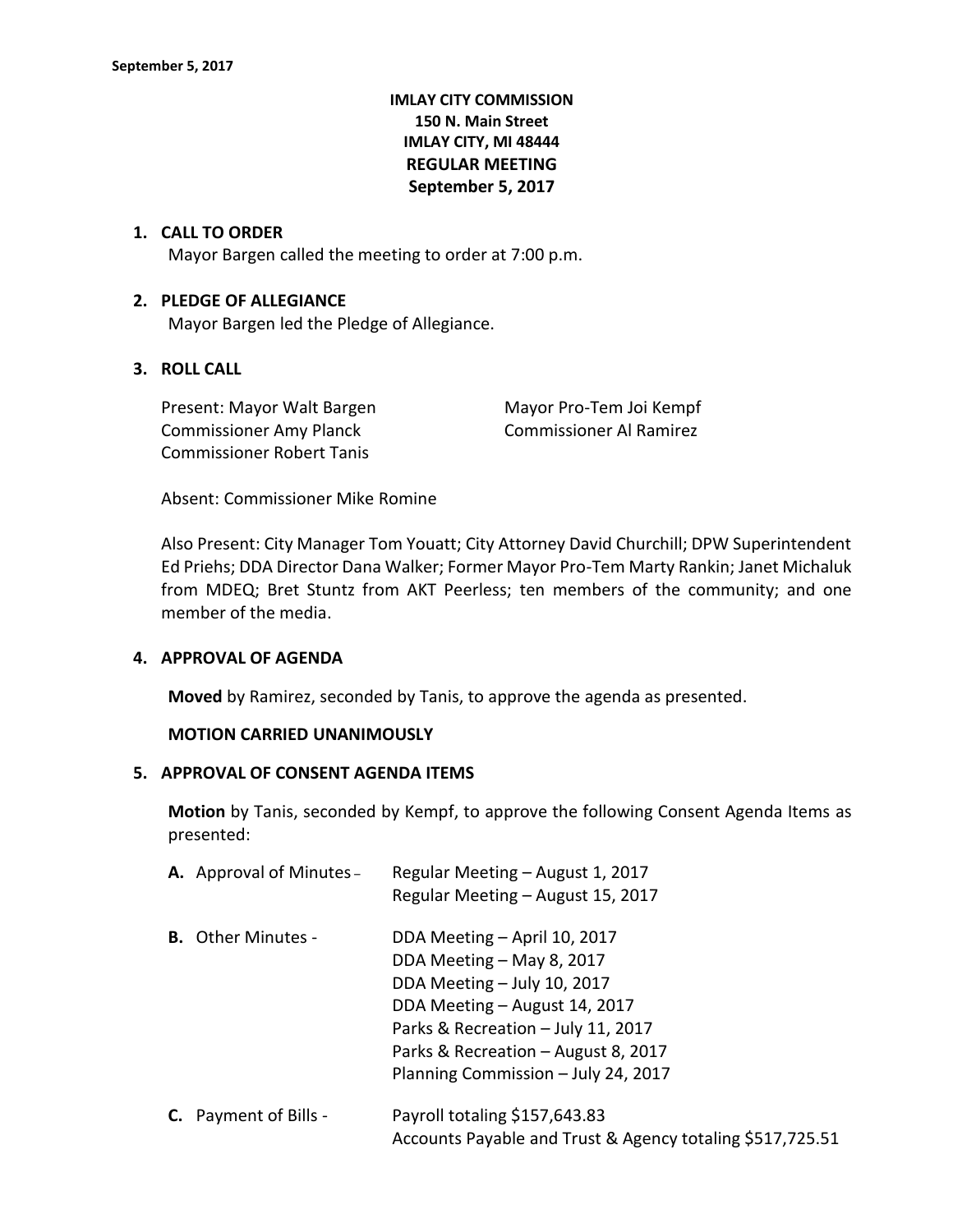**IMLAY CITY COMMISSION**
**150 N. Main Street**
**IMLAY CITY, MI 48444**
**REGULAR MEETING**
**September 5, 2017**

1. **CALL TO ORDER**
   Mayor Bargen called the meeting to order at 7:00 p.m.

2. **PLEDGE OF ALLEGIANCE**
   Mayor Bargen led the Pledge of Allegiance.

3. **ROLL CALL**

   Present: Mayor Walt Bargen
   Mayor Pro-Tem Joi Kempf
   Commissioner Amy Planck
   Commissioner Al Ramirez
   Commissioner Robert Tanis

   Absent: Commissioner Mike Romine

   Also Present: City Manager Tom Youatt; City Attorney David Churchill; DPW Superintendent Ed Priehs; DDA Director Dana Walker; Former Mayor Pro-Tem Marty Rankin; Janet Michaluk from MDEQ; Bret Stuntz from AKT Peerless; ten members of the community; and one member of the media.

4. **APPROVAL OF AGENDA**

   **Moved** by Ramirez, seconded by Tanis, to approve the agenda as presented.

   **MOTION CARRIED UNANIMOUSLY**

5. **APPROVAL OF CONSENT AGENDA ITEMS**

   **Motion** by Tanis, seconded by Kempf, to approve the following Consent Agenda Items as presented:

   **A.** Approval of Minutes – Regular Meeting – August 1, 2017
   Regular Meeting – August 15, 2017

   **B.** Other Minutes - DDA Meeting – April 10, 2017
   DDA Meeting – May 8, 2017
   DDA Meeting – July 10, 2017
   DDA Meeting – August 14, 2017
   Parks & Recreation – July 11, 2017
   Parks & Recreation – August 8, 2017
   Planning Commission – July 24, 2017

   **C.** Payment of Bills - Payroll totaling $157,643.83
   Accounts Payable and Trust & Agency totaling $517,725.51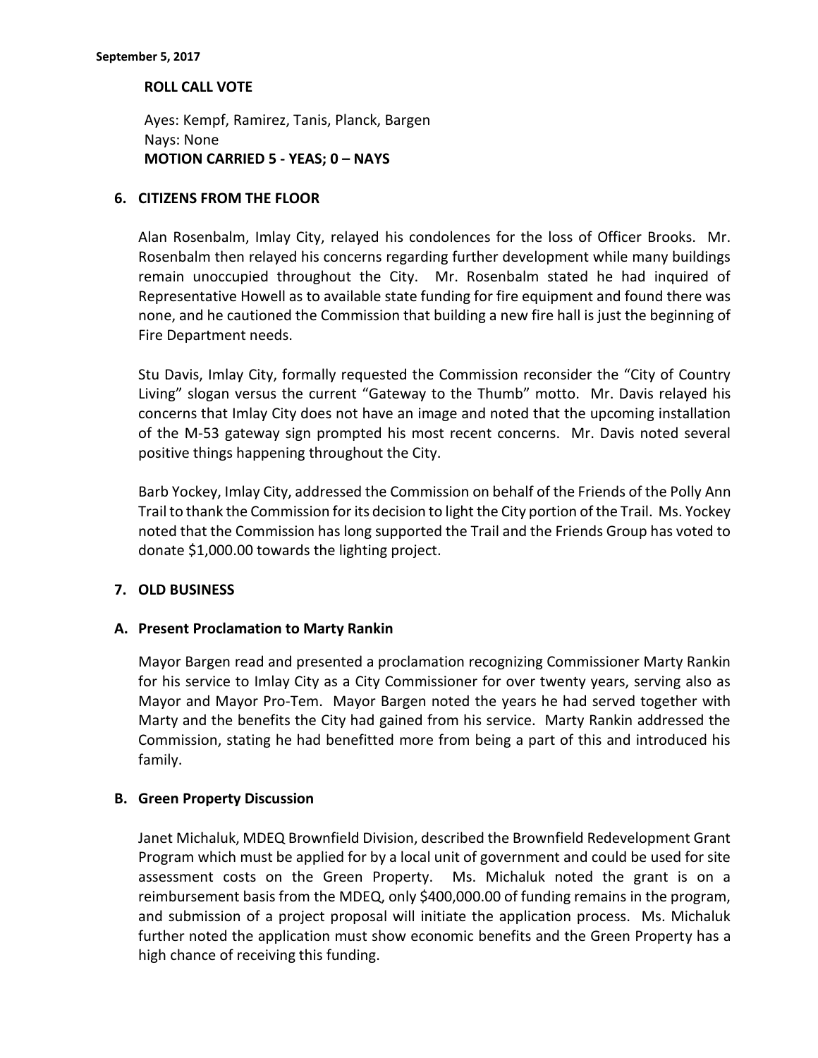**ROLL CALL VOTE**

Ayes: Kempf, Ramirez, Tanis, Planck, Bargen
Nays: None
**MOTION CARRIED 5 - YEAS; 0 – NAYS**

## 6. CITIZENS FROM THE FLOOR

Alan Rosenbalm, Imlay City, relayed his condolences for the loss of Officer Brooks. Mr. Rosenbalm then relayed his concerns regarding further development while many buildings remain unoccupied throughout the City. Mr. Rosenbalm stated he had inquired of Representative Howell as to available state funding for fire equipment and found there was none, and he cautioned the Commission that building a new fire hall is just the beginning of Fire Department needs.

Stu Davis, Imlay City, formally requested the Commission reconsider the "City of Country Living" slogan versus the current "Gateway to the Thumb" motto. Mr. Davis relayed his concerns that Imlay City does not have an image and noted that the upcoming installation of the M-53 gateway sign prompted his most recent concerns. Mr. Davis noted several positive things happening throughout the City.

Barb Yockey, Imlay City, addressed the Commission on behalf of the Friends of the Polly Ann Trail to thank the Commission for its decision to light the City portion of the Trail. Ms. Yockey noted that the Commission has long supported the Trail and the Friends Group has voted to donate $1,000.00 towards the lighting project.

## 7. OLD BUSINESS

### A. Present Proclamation to Marty Rankin

Mayor Bargen read and presented a proclamation recognizing Commissioner Marty Rankin for his service to Imlay City as a City Commissioner for over twenty years, serving also as Mayor and Mayor Pro-Tem. Mayor Bargen noted the years he had served together with Marty and the benefits the City had gained from his service. Marty Rankin addressed the Commission, stating he had benefitted more from being a part of this and introduced his family.

### B. Green Property Discussion

Janet Michaluk, MDEQ Brownfield Division, described the Brownfield Redevelopment Grant Program which must be applied for by a local unit of government and could be used for site assessment costs on the Green Property. Ms. Michaluk noted the grant is on a reimbursement basis from the MDEQ, only $400,000.00 of funding remains in the program, and submission of a project proposal will initiate the application process. Ms. Michaluk further noted the application must show economic benefits and the Green Property has a high chance of receiving this funding.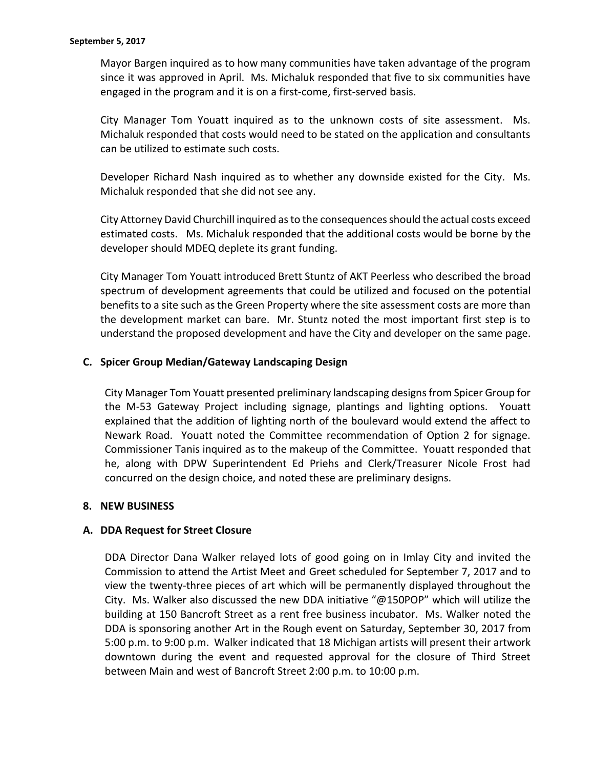Mayor Bargen inquired as to how many communities have taken advantage of the program since it was approved in April. Ms. Michaluk responded that five to six communities have engaged in the program and it is on a first-come, first-served basis.

City Manager Tom Youatt inquired as to the unknown costs of site assessment. Ms. Michaluk responded that costs would need to be stated on the application and consultants can be utilized to estimate such costs.

Developer Richard Nash inquired as to whether any downside existed for the City. Ms. Michaluk responded that she did not see any.

City Attorney David Churchill inquired as to the consequences should the actual costs exceed estimated costs. Ms. Michaluk responded that the additional costs would be borne by the developer should MDEQ deplete its grant funding.

City Manager Tom Youatt introduced Brett Stuntz of AKT Peerless who described the broad spectrum of development agreements that could be utilized and focused on the potential benefits to a site such as the Green Property where the site assessment costs are more than the development market can bare. Mr. Stuntz noted the most important first step is to understand the proposed development and have the City and developer on the same page.

### C. Spicer Group Median/Gateway Landscaping Design

City Manager Tom Youatt presented preliminary landscaping designs from Spicer Group for the M-53 Gateway Project including signage, plantings and lighting options. Youatt explained that the addition of lighting north of the boulevard would extend the affect to Newark Road. Youatt noted the Committee recommendation of Option 2 for signage. Commissioner Tanis inquired as to the makeup of the Committee. Youatt responded that he, along with DPW Superintendent Ed Priehs and Clerk/Treasurer Nicole Frost had concurred on the design choice, and noted these are preliminary designs.

## 8. NEW BUSINESS

### A. DDA Request for Street Closure

DDA Director Dana Walker relayed lots of good going on in Imlay City and invited the Commission to attend the Artist Meet and Greet scheduled for September 7, 2017 and to view the twenty-three pieces of art which will be permanently displayed throughout the City. Ms. Walker also discussed the new DDA initiative "@150POP" which will utilize the building at 150 Bancroft Street as a rent free business incubator. Ms. Walker noted the DDA is sponsoring another Art in the Rough event on Saturday, September 30, 2017 from 5:00 p.m. to 9:00 p.m. Walker indicated that 18 Michigan artists will present their artwork downtown during the event and requested approval for the closure of Third Street between Main and west of Bancroft Street 2:00 p.m. to 10:00 p.m.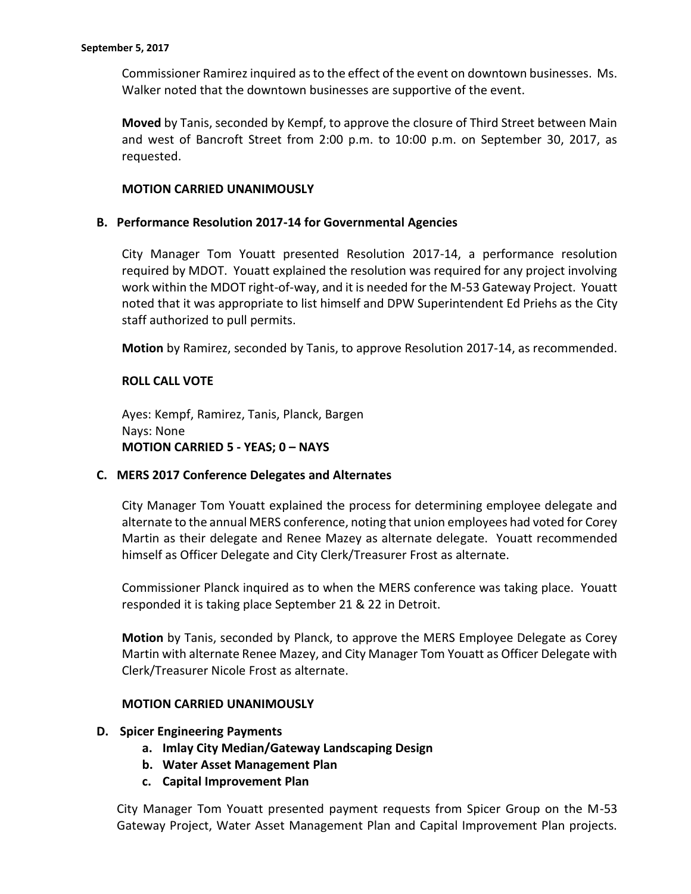Commissioner Ramirez inquired as to the effect of the event on downtown businesses. Ms. Walker noted that the downtown businesses are supportive of the event.

**Moved** by Tanis, seconded by Kempf, to approve the closure of Third Street between Main and west of Bancroft Street from 2:00 p.m. to 10:00 p.m. on September 30, 2017, as requested.

**MOTION CARRIED UNANIMOUSLY**

**B. Performance Resolution 2017-14 for Governmental Agencies**

City Manager Tom Youatt presented Resolution 2017-14, a performance resolution required by MDOT. Youatt explained the resolution was required for any project involving work within the MDOT right-of-way, and it is needed for the M-53 Gateway Project. Youatt noted that it was appropriate to list himself and DPW Superintendent Ed Priehs as the City staff authorized to pull permits.

**Motion** by Ramirez, seconded by Tanis, to approve Resolution 2017-14, as recommended.

**ROLL CALL VOTE**

Ayes: Kempf, Ramirez, Tanis, Planck, Bargen
Nays: None
**MOTION CARRIED 5 - YEAS; 0 – NAYS**

**C. MERS 2017 Conference Delegates and Alternates**

City Manager Tom Youatt explained the process for determining employee delegate and alternate to the annual MERS conference, noting that union employees had voted for Corey Martin as their delegate and Renee Mazey as alternate delegate. Youatt recommended himself as Officer Delegate and City Clerk/Treasurer Frost as alternate.

Commissioner Planck inquired as to when the MERS conference was taking place. Youatt responded it is taking place September 21 & 22 in Detroit.

**Motion** by Tanis, seconded by Planck, to approve the MERS Employee Delegate as Corey Martin with alternate Renee Mazey, and City Manager Tom Youatt as Officer Delegate with Clerk/Treasurer Nicole Frost as alternate.

**MOTION CARRIED UNANIMOUSLY**

**D. Spicer Engineering Payments**

- **a. Imlay City Median/Gateway Landscaping Design**
- **b. Water Asset Management Plan**
- **c. Capital Improvement Plan**

City Manager Tom Youatt presented payment requests from Spicer Group on the M-53 Gateway Project, Water Asset Management Plan and Capital Improvement Plan projects.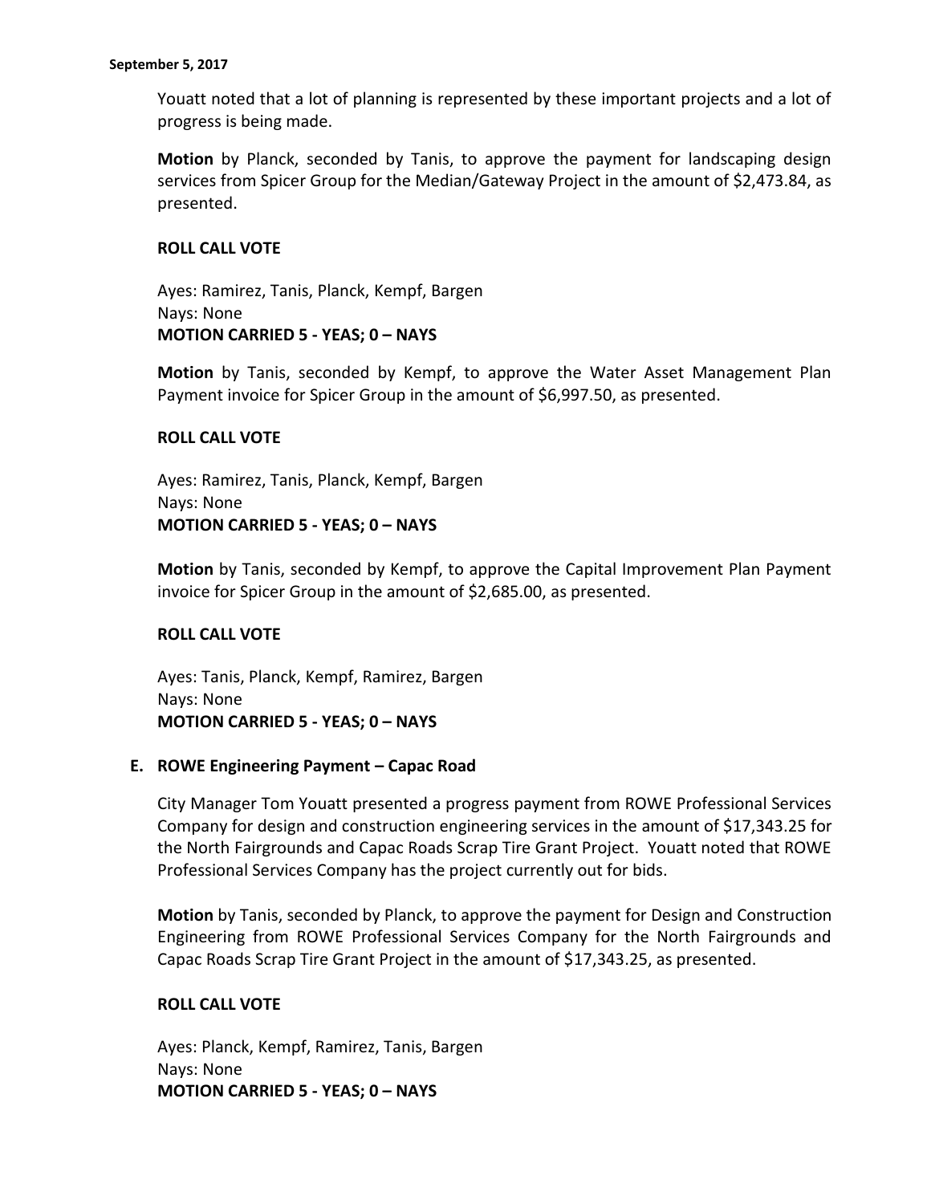Youatt noted that a lot of planning is represented by these important projects and a lot of progress is being made.

**Motion** by Planck, seconded by Tanis, to approve the payment for landscaping design services from Spicer Group for the Median/Gateway Project in the amount of $2,473.84, as presented.

**ROLL CALL VOTE**

Ayes: Ramirez, Tanis, Planck, Kempf, Bargen
Nays: None
**MOTION CARRIED 5 - YEAS; 0 – NAYS**

**Motion** by Tanis, seconded by Kempf, to approve the Water Asset Management Plan Payment invoice for Spicer Group in the amount of $6,997.50, as presented.

**ROLL CALL VOTE**

Ayes: Ramirez, Tanis, Planck, Kempf, Bargen
Nays: None
**MOTION CARRIED 5 - YEAS; 0 – NAYS**

**Motion** by Tanis, seconded by Kempf, to approve the Capital Improvement Plan Payment invoice for Spicer Group in the amount of $2,685.00, as presented.

**ROLL CALL VOTE**

Ayes: Tanis, Planck, Kempf, Ramirez, Bargen
Nays: None
**MOTION CARRIED 5 - YEAS; 0 – NAYS**

**E. ROWE Engineering Payment – Capac Road**

City Manager Tom Youatt presented a progress payment from ROWE Professional Services Company for design and construction engineering services in the amount of $17,343.25 for the North Fairgrounds and Capac Roads Scrap Tire Grant Project. Youatt noted that ROWE Professional Services Company has the project currently out for bids.

**Motion** by Tanis, seconded by Planck, to approve the payment for Design and Construction Engineering from ROWE Professional Services Company for the North Fairgrounds and Capac Roads Scrap Tire Grant Project in the amount of $17,343.25, as presented.

**ROLL CALL VOTE**

Ayes: Planck, Kempf, Ramirez, Tanis, Bargen
Nays: None
**MOTION CARRIED 5 - YEAS; 0 – NAYS**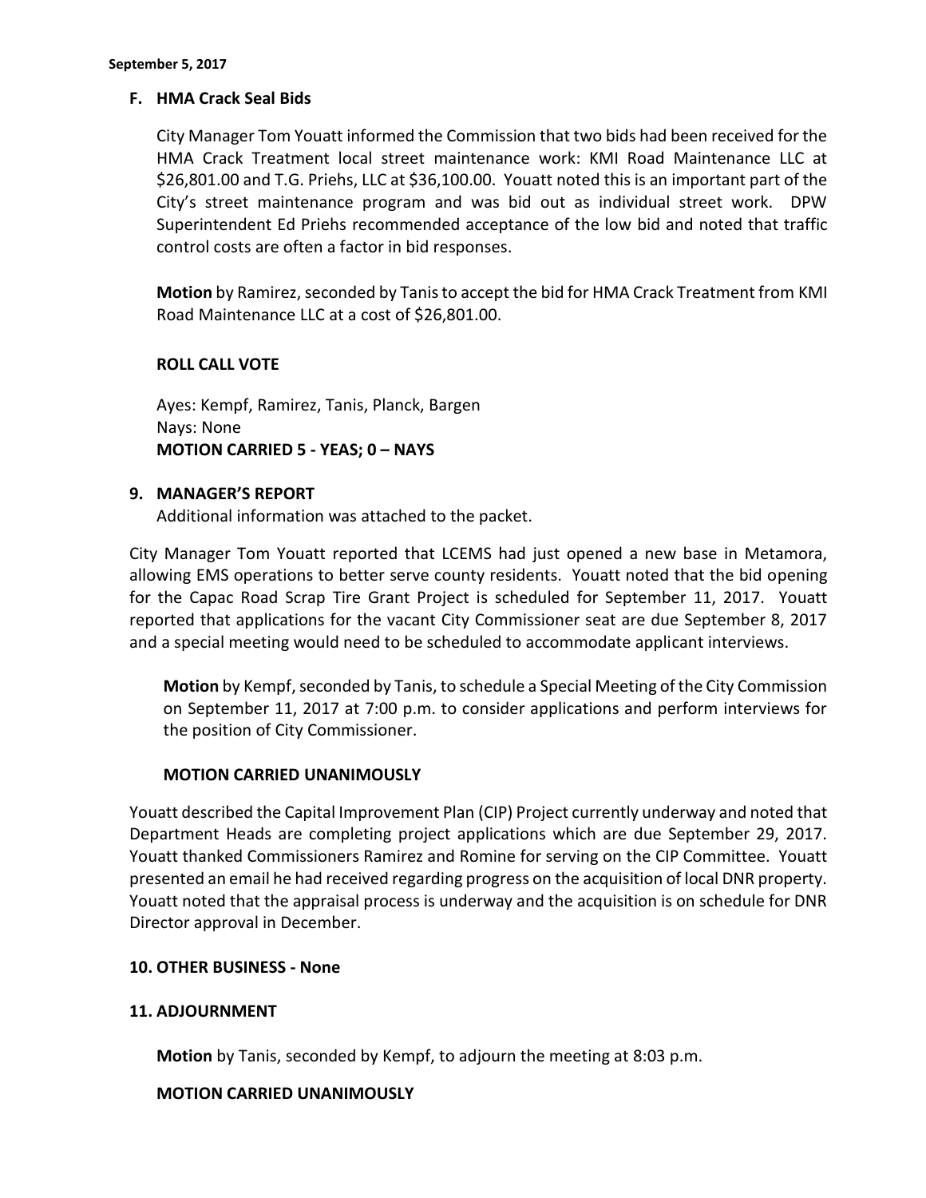**September 5, 2017**

**F. HMA Crack Seal Bids**

City Manager Tom Youatt informed the Commission that two bids had been received for the HMA Crack Treatment local street maintenance work: KMI Road Maintenance LLC at $26,801.00 and T.G. Priehs, LLC at $36,100.00. Youatt noted this is an important part of the City's street maintenance program and was bid out as individual street work. DPW Superintendent Ed Priehs recommended acceptance of the low bid and noted that traffic control costs are often a factor in bid responses.

**Motion** by Ramirez, seconded by Tanis to accept the bid for HMA Crack Treatment from KMI Road Maintenance LLC at a cost of $26,801.00.

**ROLL CALL VOTE**

Ayes: Kempf, Ramirez, Tanis, Planck, Bargen
Nays: None
**MOTION CARRIED 5 - YEAS; 0 – NAYS**

**9. MANAGER'S REPORT**

Additional information was attached to the packet.

City Manager Tom Youatt reported that LCEMS had just opened a new base in Metamora, allowing EMS operations to better serve county residents. Youatt noted that the bid opening for the Capac Road Scrap Tire Grant Project is scheduled for September 11, 2017. Youatt reported that applications for the vacant City Commissioner seat are due September 8, 2017 and a special meeting would need to be scheduled to accommodate applicant interviews.

**Motion** by Kempf, seconded by Tanis, to schedule a Special Meeting of the City Commission on September 11, 2017 at 7:00 p.m. to consider applications and perform interviews for the position of City Commissioner.

**MOTION CARRIED UNANIMOUSLY**

Youatt described the Capital Improvement Plan (CIP) Project currently underway and noted that Department Heads are completing project applications which are due September 29, 2017. Youatt thanked Commissioners Ramirez and Romine for serving on the CIP Committee. Youatt presented an email he had received regarding progress on the acquisition of local DNR property. Youatt noted that the appraisal process is underway and the acquisition is on schedule for DNR Director approval in December.

**10. OTHER BUSINESS - None**

**11. ADJOURNMENT**

**Motion** by Tanis, seconded by Kempf, to adjourn the meeting at 8:03 p.m.

**MOTION CARRIED UNANIMOUSLY**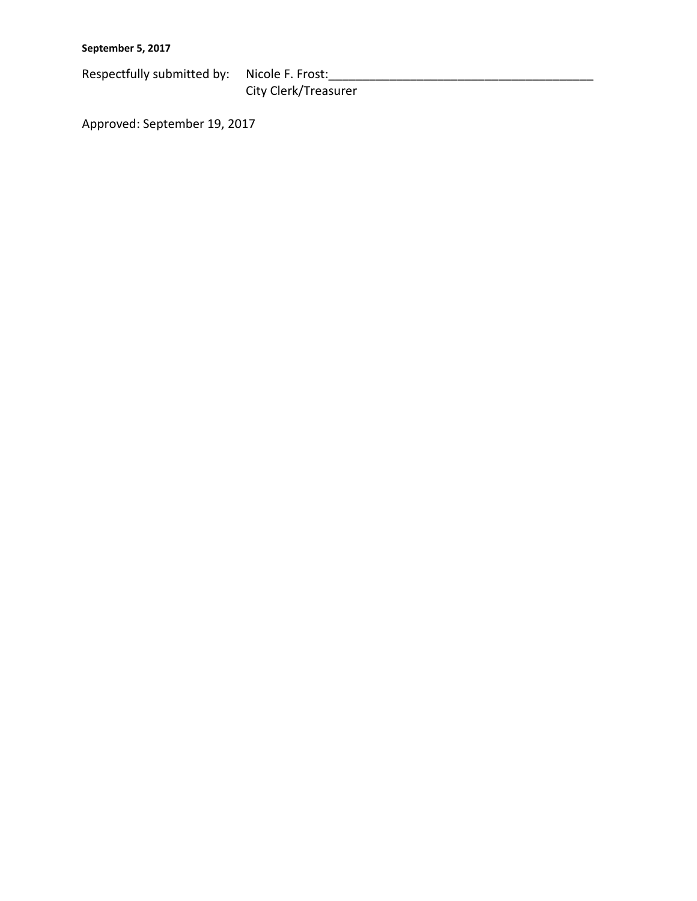Respectfully submitted by: Nicole F. Frost:________________________________________
City Clerk/Treasurer

Approved: September 19, 2017